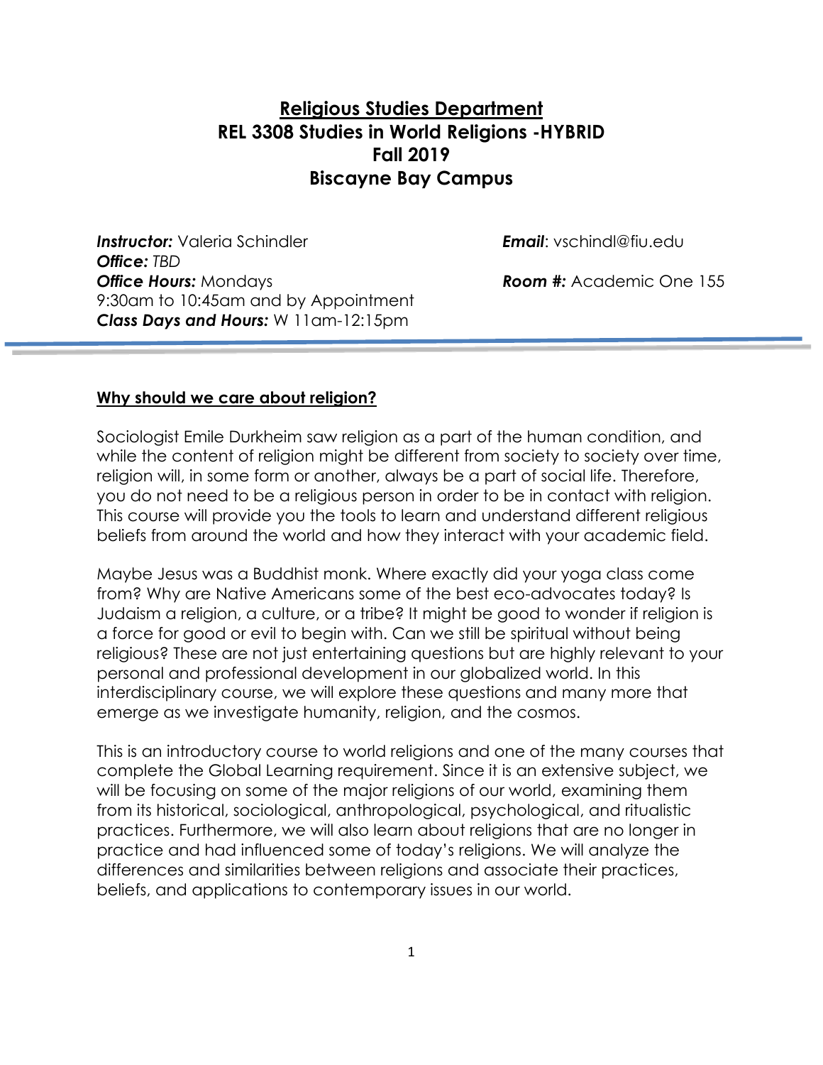# Religious Studies Department
# REL 3308 Studies in World Religions -HYBRID
# Fall 2019
# Biscayne Bay Campus

***Instructor:*** Valeria Schindler
***Email***: vschindl@fiu.edu
***Office:*** *TBD*
***Office Hours:*** Mondays 9:30am to 10:45am and by Appointment
***Room #:*** Academic One 155
***Class Days and Hours:*** W 11am-12:15pm

## Why should we care about religion?

Sociologist Emile Durkheim saw religion as a part of the human condition, and while the content of religion might be different from society to society over time, religion will, in some form or another, always be a part of social life. Therefore, you do not need to be a religious person in order to be in contact with religion. This course will provide you the tools to learn and understand different religious beliefs from around the world and how they interact with your academic field.

Maybe Jesus was a Buddhist monk. Where exactly did your yoga class come from? Why are Native Americans some of the best eco-advocates today? Is Judaism a religion, a culture, or a tribe? It might be good to wonder if religion is a force for good or evil to begin with. Can we still be spiritual without being religious? These are not just entertaining questions but are highly relevant to your personal and professional development in our globalized world. In this interdisciplinary course, we will explore these questions and many more that emerge as we investigate humanity, religion, and the cosmos.

This is an introductory course to world religions and one of the many courses that complete the Global Learning requirement. Since it is an extensive subject, we will be focusing on some of the major religions of our world, examining them from its historical, sociological, anthropological, psychological, and ritualistic practices. Furthermore, we will also learn about religions that are no longer in practice and had influenced some of today's religions. We will analyze the differences and similarities between religions and associate their practices, beliefs, and applications to contemporary issues in our world.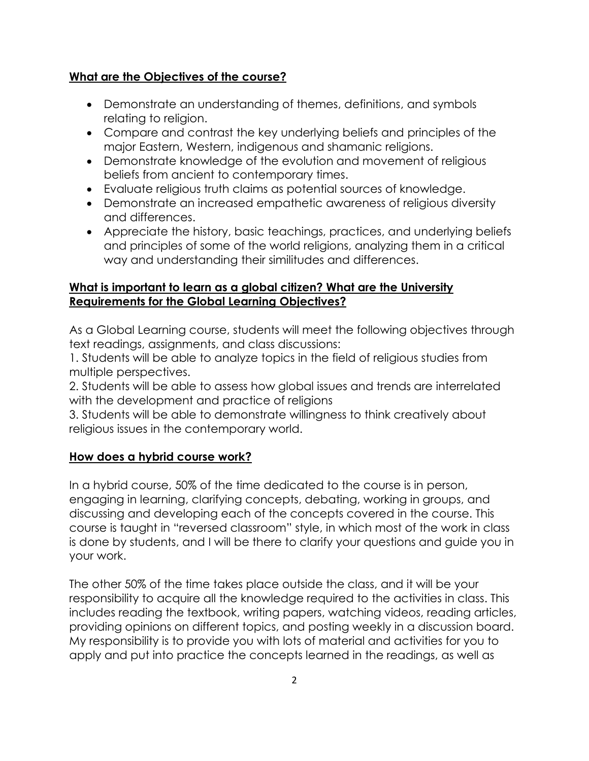## **What are the Objectives of the course?**

- Demonstrate an understanding of themes, definitions, and symbols relating to religion.
- Compare and contrast the key underlying beliefs and principles of the major Eastern, Western, indigenous and shamanic religions.
- Demonstrate knowledge of the evolution and movement of religious beliefs from ancient to contemporary times.
- Evaluate religious truth claims as potential sources of knowledge.
- Demonstrate an increased empathetic awareness of religious diversity and differences.
- Appreciate the history, basic teachings, practices, and underlying beliefs and principles of some of the world religions, analyzing them in a critical way and understanding their similitudes and differences.

## **What is important to learn as a global citizen? What are the University Requirements for the Global Learning Objectives?**

As a Global Learning course, students will meet the following objectives through text readings, assignments, and class discussions:

1. Students will be able to analyze topics in the field of religious studies from multiple perspectives.
2. Students will be able to assess how global issues and trends are interrelated with the development and practice of religions
3. Students will be able to demonstrate willingness to think creatively about religious issues in the contemporary world.

## **How does a hybrid course work?**

In a hybrid course, 50% of the time dedicated to the course is in person, engaging in learning, clarifying concepts, debating, working in groups, and discussing and developing each of the concepts covered in the course. This course is taught in "reversed classroom" style, in which most of the work in class is done by students, and I will be there to clarify your questions and guide you in your work.

The other 50% of the time takes place outside the class, and it will be your responsibility to acquire all the knowledge required to the activities in class. This includes reading the textbook, writing papers, watching videos, reading articles, providing opinions on different topics, and posting weekly in a discussion board. My responsibility is to provide you with lots of material and activities for you to apply and put into practice the concepts learned in the readings, as well as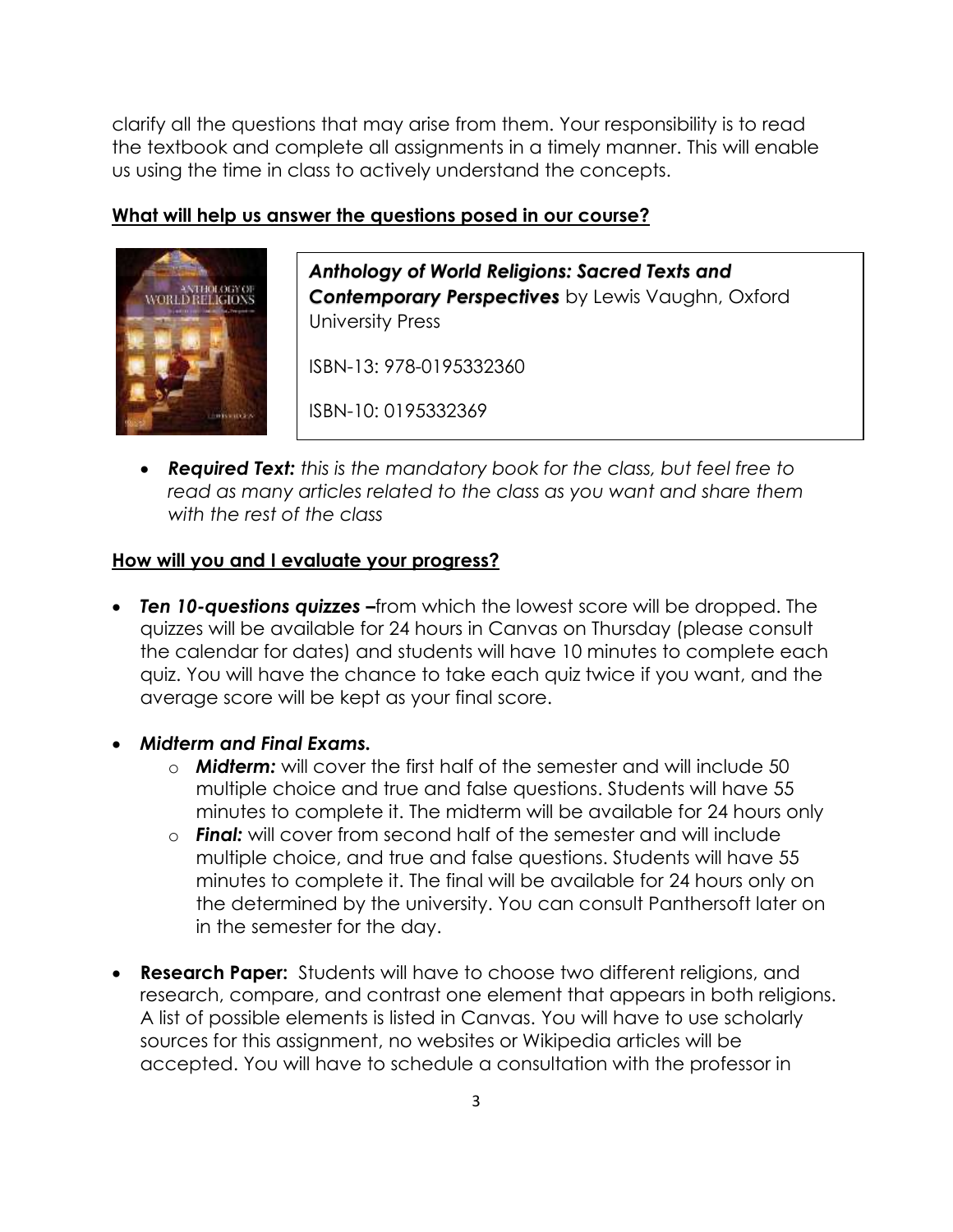clarify all the questions that may arise from them. Your responsibility is to read the textbook and complete all assignments in a timely manner. This will enable us using the time in class to actively understand the concepts.

## What will help us answer the questions posed in our course?

***Anthology of World Religions: Sacred Texts and Contemporary Perspectives*** by Lewis Vaughn, Oxford University Press

ISBN-13: 978-0195332360

ISBN-10: 0195332369

- ***Required Text:*** *this is the mandatory book for the class, but feel free to read as many articles related to the class as you want and share them with the rest of the class*

## How will you and I evaluate your progress?

- ***Ten 10-questions quizzes –***from which the lowest score will be dropped. The quizzes will be available for 24 hours in Canvas on Thursday (please consult the calendar for dates) and students will have 10 minutes to complete each quiz. You will have the chance to take each quiz twice if you want, and the average score will be kept as your final score.

- ***Midterm and Final Exams.***
  - ***Midterm:*** will cover the first half of the semester and will include 50 multiple choice and true and false questions. Students will have 55 minutes to complete it. The midterm will be available for 24 hours only
  - ***Final:*** will cover from second half of the semester and will include multiple choice, and true and false questions. Students will have 55 minutes to complete it. The final will be available for 24 hours only on the determined by the university. You can consult Panthersoft later on in the semester for the day.

- **Research Paper:** Students will have to choose two different religions, and research, compare, and contrast one element that appears in both religions. A list of possible elements is listed in Canvas. You will have to use scholarly sources for this assignment, no websites or Wikipedia articles will be accepted. You will have to schedule a consultation with the professor in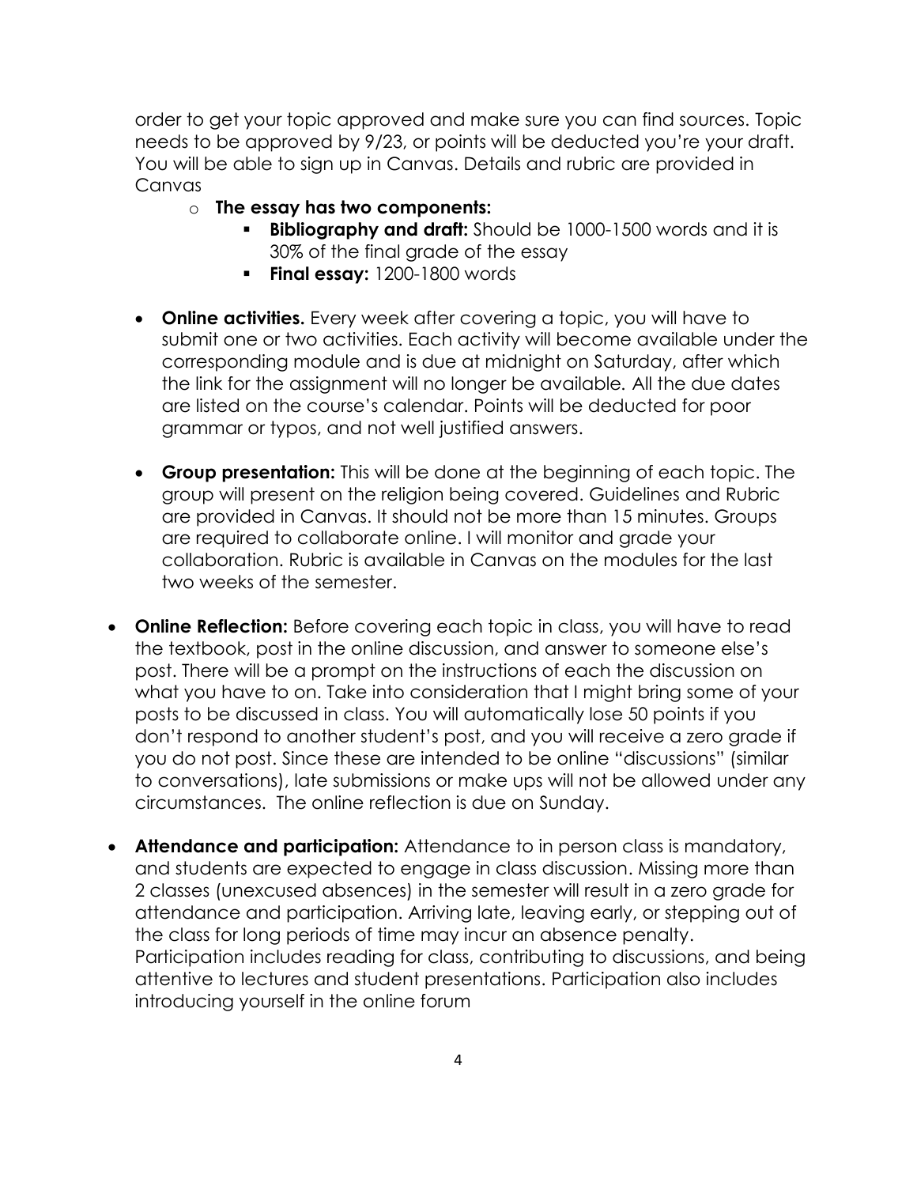order to get your topic approved and make sure you can find sources. Topic needs to be approved by 9/23, or points will be deducted you're your draft. You will be able to sign up in Canvas. Details and rubric are provided in Canvas

  - **The essay has two components:**
    - **Bibliography and draft:** Should be 1000-1500 words and it is 30% of the final grade of the essay
    - **Final essay:** 1200-1800 words

- **Online activities.** Every week after covering a topic, you will have to submit one or two activities. Each activity will become available under the corresponding module and is due at midnight on Saturday, after which the link for the assignment will no longer be available. All the due dates are listed on the course's calendar. Points will be deducted for poor grammar or typos, and not well justified answers.

- **Group presentation:** This will be done at the beginning of each topic. The group will present on the religion being covered. Guidelines and Rubric are provided in Canvas. It should not be more than 15 minutes. Groups are required to collaborate online. I will monitor and grade your collaboration. Rubric is available in Canvas on the modules for the last two weeks of the semester.

- **Online Reflection:** Before covering each topic in class, you will have to read the textbook, post in the online discussion, and answer to someone else's post. There will be a prompt on the instructions of each the discussion on what you have to on. Take into consideration that I might bring some of your posts to be discussed in class. You will automatically lose 50 points if you don't respond to another student's post, and you will receive a zero grade if you do not post. Since these are intended to be online "discussions" (similar to conversations), late submissions or make ups will not be allowed under any circumstances. The online reflection is due on Sunday.

- **Attendance and participation:** Attendance to in person class is mandatory, and students are expected to engage in class discussion. Missing more than 2 classes (unexcused absences) in the semester will result in a zero grade for attendance and participation. Arriving late, leaving early, or stepping out of the class for long periods of time may incur an absence penalty. Participation includes reading for class, contributing to discussions, and being attentive to lectures and student presentations. Participation also includes introducing yourself in the online forum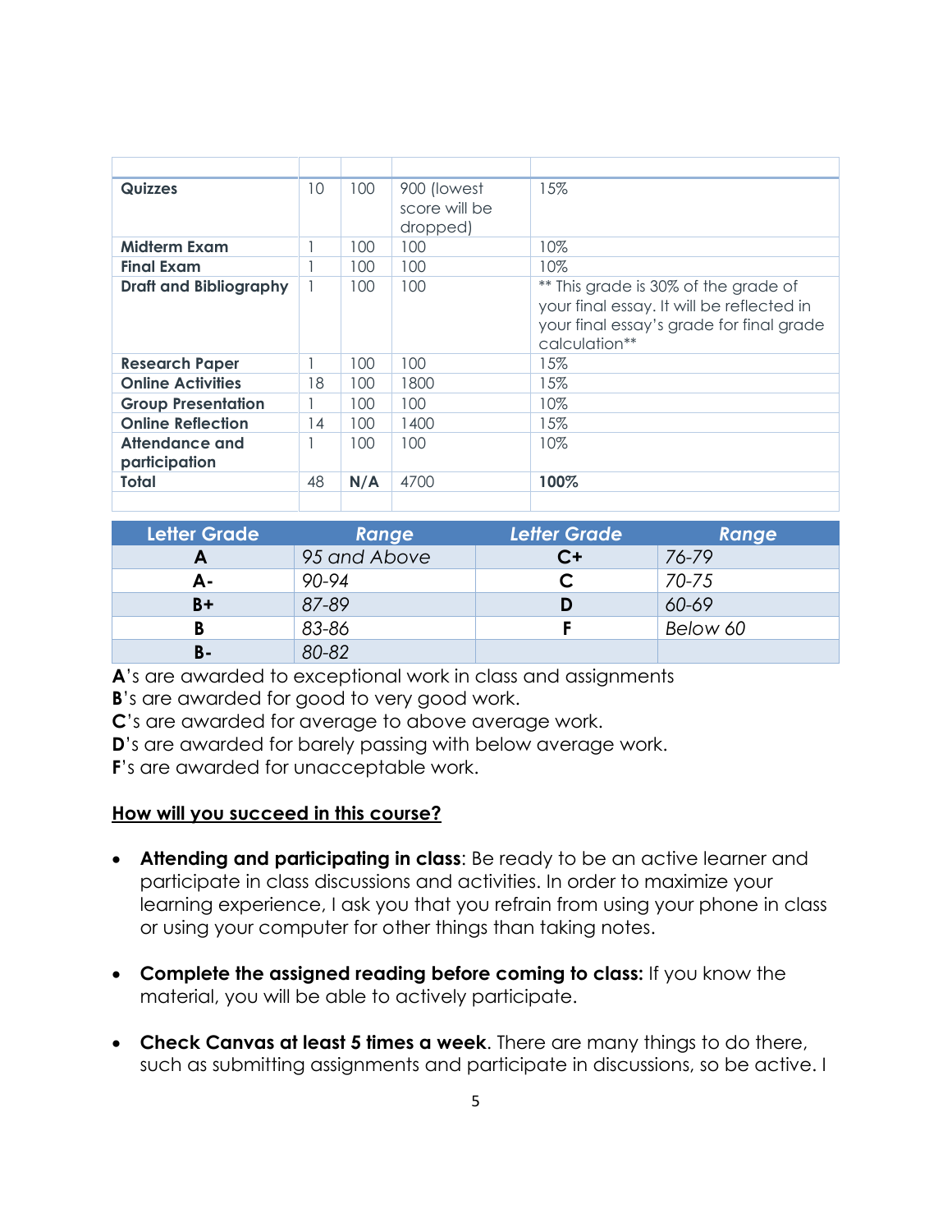| | | | | |
|---|---|---|---|---|
| **Quizzes** | 10 | 100 | 900 (lowest score will be dropped) | 15% |
| **Midterm Exam** | 1 | 100 | 100 | 10% |
| **Final Exam** | 1 | 100 | 100 | 10% |
| **Draft and Bibliography** | 1 | 100 | 100 | ** This grade is 30% of the grade of your final essay. It will be reflected in your final essay's grade for final grade calculation** |
| **Research Paper** | 1 | 100 | 100 | 15% |
| **Online Activities** | 18 | 100 | 1800 | 15% |
| **Group Presentation** | 1 | 100 | 100 | 10% |
| **Online Reflection** | 14 | 100 | 1400 | 15% |
| **Attendance and participation** | 1 | 100 | 100 | 10% |
| **Total** | 48 | **N/A** | 4700 | **100%** |

| Letter Grade | *Range* | *Letter Grade* | *Range* |
|---|---|---|---|
| **A** | *95 and Above* | **C+** | *76-79* |
| **A-** | *90-94* | **C** | *70-75* |
| **B+** | *87-89* | **D** | *60-69* |
| **B** | *83-86* | **F** | *Below 60* |
| **B-** | *80-82* | | |

**A**'s are awarded to exceptional work in class and assignments
**B**'s are awarded for good to very good work.
**C**'s are awarded for average to above average work.
**D**'s are awarded for barely passing with below average work.
**F**'s are awarded for unacceptable work.

## <u>How will you succeed in this course?</u>

- **Attending and participating in class**: Be ready to be an active learner and participate in class discussions and activities. In order to maximize your learning experience, I ask you that you refrain from using your phone in class or using your computer for other things than taking notes.

- **Complete the assigned reading before coming to class:** If you know the material, you will be able to actively participate.

- **Check Canvas at least 5 times a week**. There are many things to do there, such as submitting assignments and participate in discussions, so be active. I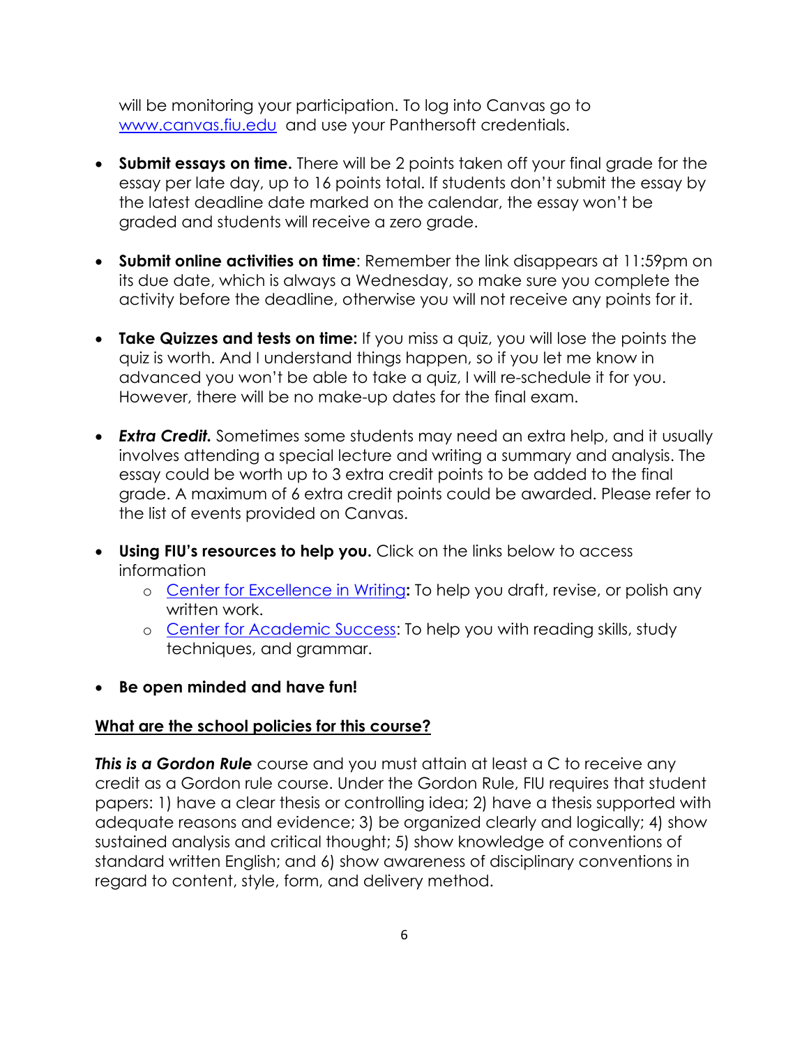will be monitoring your participation. To log into Canvas go to [www.canvas.fiu.edu](www.canvas.fiu.edu) and use your Panthersoft credentials.

- **Submit essays on time.** There will be 2 points taken off your final grade for the essay per late day, up to 16 points total. If students don't submit the essay by the latest deadline date marked on the calendar, the essay won't be graded and students will receive a zero grade.

- **Submit online activities on time**: Remember the link disappears at 11:59pm on its due date, which is always a Wednesday, so make sure you complete the activity before the deadline, otherwise you will not receive any points for it.

- **Take Quizzes and tests on time:** If you miss a quiz, you will lose the points the quiz is worth. And I understand things happen, so if you let me know in advanced you won't be able to take a quiz, I will re-schedule it for you. However, there will be no make-up dates for the final exam.

- ***Extra Credit.*** Sometimes some students may need an extra help, and it usually involves attending a special lecture and writing a summary and analysis. The essay could be worth up to 3 extra credit points to be added to the final grade. A maximum of 6 extra credit points could be awarded. Please refer to the list of events provided on Canvas.

- **Using FIU's resources to help you.** Click on the links below to access information
    - Center for Excellence in Writing**:** To help you draft, revise, or polish any written work.
    - Center for Academic Success: To help you with reading skills, study techniques, and grammar.

- **Be open minded and have fun!**

## What are the school policies for this course?

***This is a Gordon Rule*** course and you must attain at least a C to receive any credit as a Gordon rule course. Under the Gordon Rule, FIU requires that student papers: 1) have a clear thesis or controlling idea; 2) have a thesis supported with adequate reasons and evidence; 3) be organized clearly and logically; 4) show sustained analysis and critical thought; 5) show knowledge of conventions of standard written English; and 6) show awareness of disciplinary conventions in regard to content, style, form, and delivery method.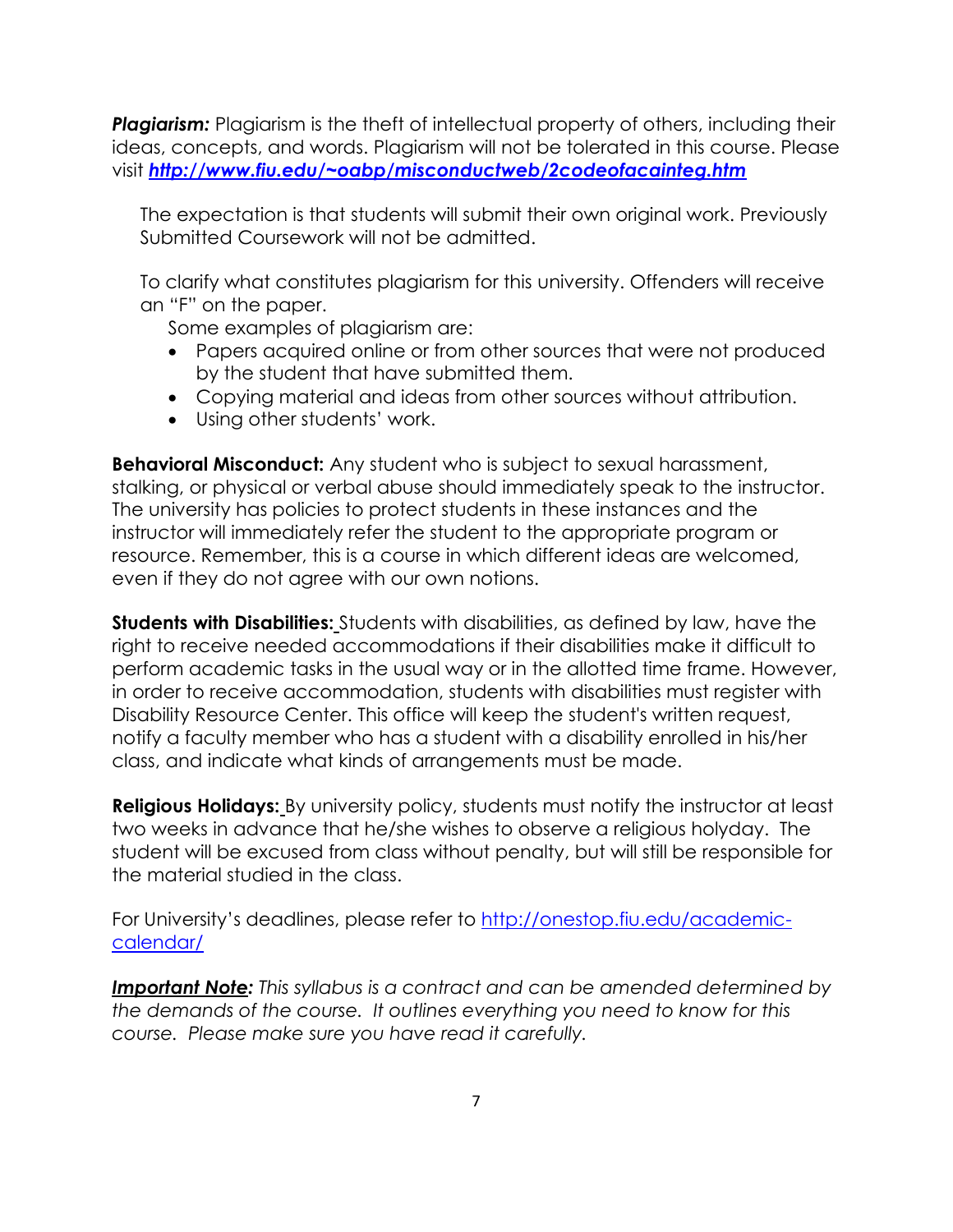***Plagiarism:*** Plagiarism is the theft of intellectual property of others, including their ideas, concepts, and words. Plagiarism will not be tolerated in this course. Please visit ***[http://www.fiu.edu/~oabp/misconductweb/2codeofacainteg.htm](http://www.fiu.edu/~oabp/misconductweb/2codeofacainteg.htm)***

The expectation is that students will submit their own original work. Previously Submitted Coursework will not be admitted.

To clarify what constitutes plagiarism for this university. Offenders will receive an "F" on the paper.

Some examples of plagiarism are:

- Papers acquired online or from other sources that were not produced by the student that have submitted them.
- Copying material and ideas from other sources without attribution.
- Using other students' work.

**Behavioral Misconduct:** Any student who is subject to sexual harassment, stalking, or physical or verbal abuse should immediately speak to the instructor. The university has policies to protect students in these instances and the instructor will immediately refer the student to the appropriate program or resource. Remember, this is a course in which different ideas are welcomed, even if they do not agree with our own notions.

**Students with Disabilities:** Students with disabilities, as defined by law, have the right to receive needed accommodations if their disabilities make it difficult to perform academic tasks in the usual way or in the allotted time frame. However, in order to receive accommodation, students with disabilities must register with Disability Resource Center. This office will keep the student's written request, notify a faculty member who has a student with a disability enrolled in his/her class, and indicate what kinds of arrangements must be made.

**Religious Holidays:** By university policy, students must notify the instructor at least two weeks in advance that he/she wishes to observe a religious holyday. The student will be excused from class without penalty, but will still be responsible for the material studied in the class.

For University's deadlines, please refer to [http://onestop.fiu.edu/academic-calendar/](http://onestop.fiu.edu/academic-calendar/)

***Important Note:*** *This syllabus is a contract and can be amended determined by the demands of the course. It outlines everything you need to know for this course. Please make sure you have read it carefully.*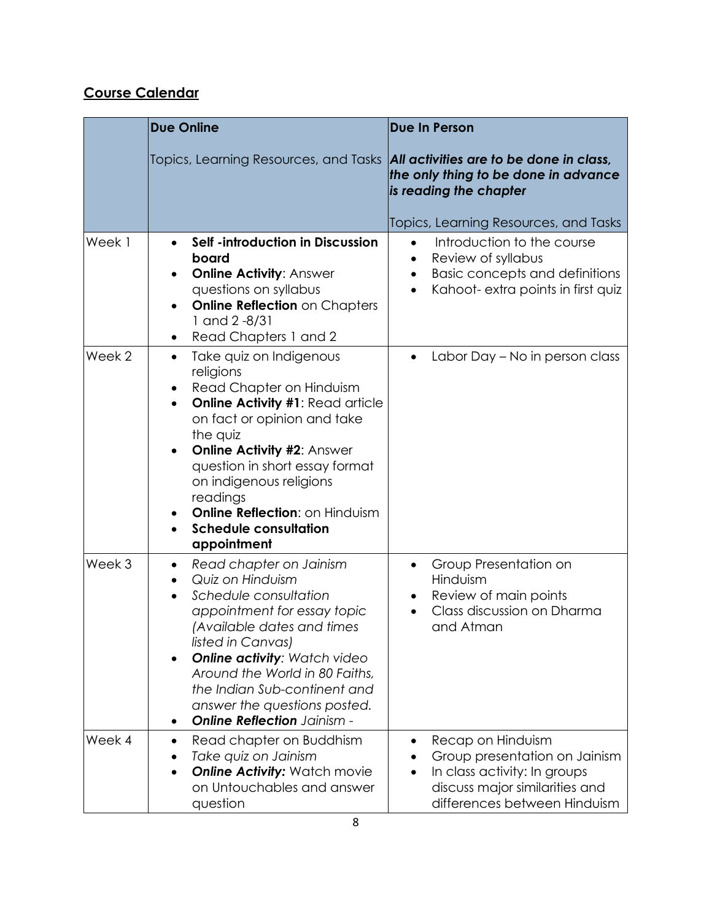## Course Calendar

| | **Due Online**<br><br>Topics, Learning Resources, and Tasks | **Due In Person**<br><br>***All activities are to be done in class, the only thing to be done in advance is reading the chapter***<br><br>Topics, Learning Resources, and Tasks |
|---|---|---|
| Week 1 | • **Self -introduction in Discussion board**<br>• **Online Activity**: Answer questions on syllabus<br>• **Online Reflection** on Chapters 1 and 2 -8/31<br>• Read Chapters 1 and 2 | • Introduction to the course<br>• Review of syllabus<br>• Basic concepts and definitions<br>• Kahoot- extra points in first quiz |
| Week 2 | • Take quiz on Indigenous religions<br>• Read Chapter on Hinduism<br>• **Online Activity #1**: Read article on fact or opinion and take the quiz<br>• **Online Activity #2**: Answer question in short essay format on indigenous religions readings<br>• **Online Reflection**: on Hinduism<br>• **Schedule consultation appointment** | • Labor Day – No in person class |
| Week 3 | • *Read chapter on Jainism*<br>• *Quiz on Hinduism*<br>• *Schedule consultation appointment for essay topic (Available dates and times listed in Canvas)*<br>• ***Online activity**: Watch video Around the World in 80 Faiths, the Indian Sub-continent and answer the questions posted.*<br>• ***Online Reflection** Jainism -* | • Group Presentation on Hinduism<br>• Review of main points<br>• Class discussion on Dharma and Atman |
| Week 4 | • Read chapter on Buddhism<br>• *Take quiz on Jainism*<br>• ***Online Activity:*** Watch movie on Untouchables and answer question | • Recap on Hinduism<br>• Group presentation on Jainism<br>• In class activity: In groups discuss major similarities and differences between Hinduism |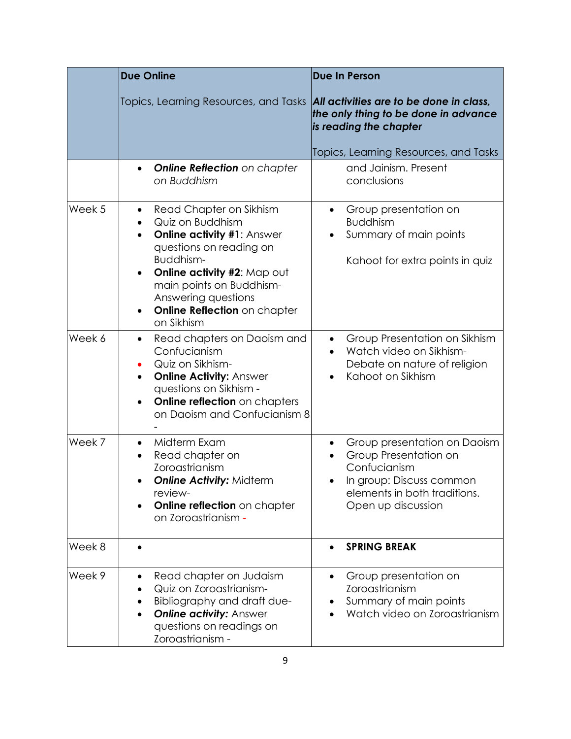| | **Due Online**<br><br>Topics, Learning Resources, and Tasks | **Due In Person**<br><br>***All activities are to be done in class, the only thing to be done in advance is reading the chapter***<br><br>Topics, Learning Resources, and Tasks |
|---|---|---|
| | • ***Online Reflection*** *on chapter on Buddhism* | and Jainism. Present conclusions |
| Week 5 | • Read Chapter on Sikhism<br>• Quiz on Buddhism<br>• **Online activity #1**: Answer questions on reading on Buddhism-<br>• **Online activity #2**: Map out main points on Buddhism- Answering questions<br>• **Online Reflection** on chapter on Sikhism | • Group presentation on Buddhism<br>• Summary of main points<br><br>Kahoot for extra points in quiz |
| Week 6 | • Read chapters on Daoism and Confucianism<br>• Quiz on Sikhism-<br>• **Online Activity:** Answer questions on Sikhism -<br>• **Online reflection** on chapters on Daoism and Confucianism 8 - | • Group Presentation on Sikhism<br>• Watch video on Sikhism- Debate on nature of religion<br>• Kahoot on Sikhism |
| Week 7 | • Midterm Exam<br>• Read chapter on Zoroastrianism<br>• ***Online Activity:*** Midterm review-<br>• **Online reflection** on chapter on Zoroastrianism - | • Group presentation on Daoism<br>• Group Presentation on Confucianism<br>• In group: Discuss common elements in both traditions. Open up discussion |
| Week 8 | • | • **SPRING BREAK** |
| Week 9 | • Read chapter on Judaism<br>• Quiz on Zoroastrianism-<br>• Bibliography and draft due-<br>• ***Online activity:*** Answer questions on readings on Zoroastrianism - | • Group presentation on Zoroastrianism<br>• Summary of main points<br>• Watch video on Zoroastrianism |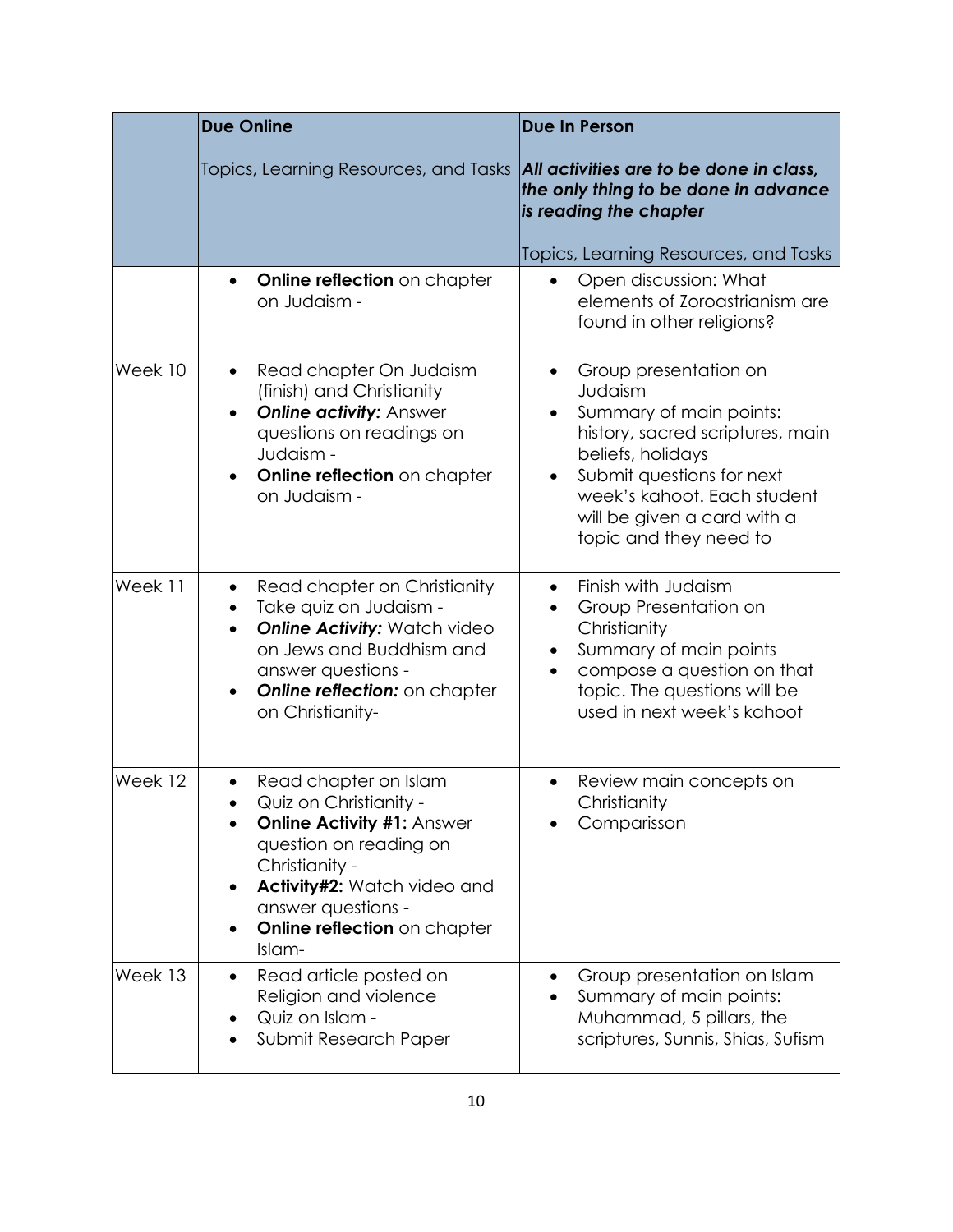| | **Due Online**<br><br>Topics, Learning Resources, and Tasks | **Due In Person**<br><br>***All activities are to be done in class, the only thing to be done in advance is reading the chapter***<br><br>Topics, Learning Resources, and Tasks |
|---|---|---|
| | • **Online reflection** on chapter on Judaism - | • Open discussion: What elements of Zoroastrianism are found in other religions? |
| Week 10 | • Read chapter On Judaism (finish) and Christianity<br>• ***Online activity:*** Answer questions on readings on Judaism -<br>• **Online reflection** on chapter on Judaism - | • Group presentation on Judaism<br>• Summary of main points: history, sacred scriptures, main beliefs, holidays<br>• Submit questions for next week's kahoot. Each student will be given a card with a topic and they need to |
| Week 11 | • Read chapter on Christianity<br>• Take quiz on Judaism -<br>• ***Online Activity:*** Watch video on Jews and Buddhism and answer questions -<br>• ***Online reflection:*** on chapter on Christianity- | • Finish with Judaism<br>• Group Presentation on Christianity<br>• Summary of main points<br>• compose a question on that topic. The questions will be used in next week's kahoot |
| Week 12 | • Read chapter on Islam<br>• Quiz on Christianity -<br>• **Online Activity #1:** Answer question on reading on Christianity -<br>• **Activity#2:** Watch video and answer questions -<br>• **Online reflection** on chapter Islam- | • Review main concepts on Christianity<br>• Comparisson |
| Week 13 | • Read article posted on Religion and violence<br>• Quiz on Islam -<br>• Submit Research Paper | • Group presentation on Islam<br>• Summary of main points: Muhammad, 5 pillars, the scriptures, Sunnis, Shias, Sufism |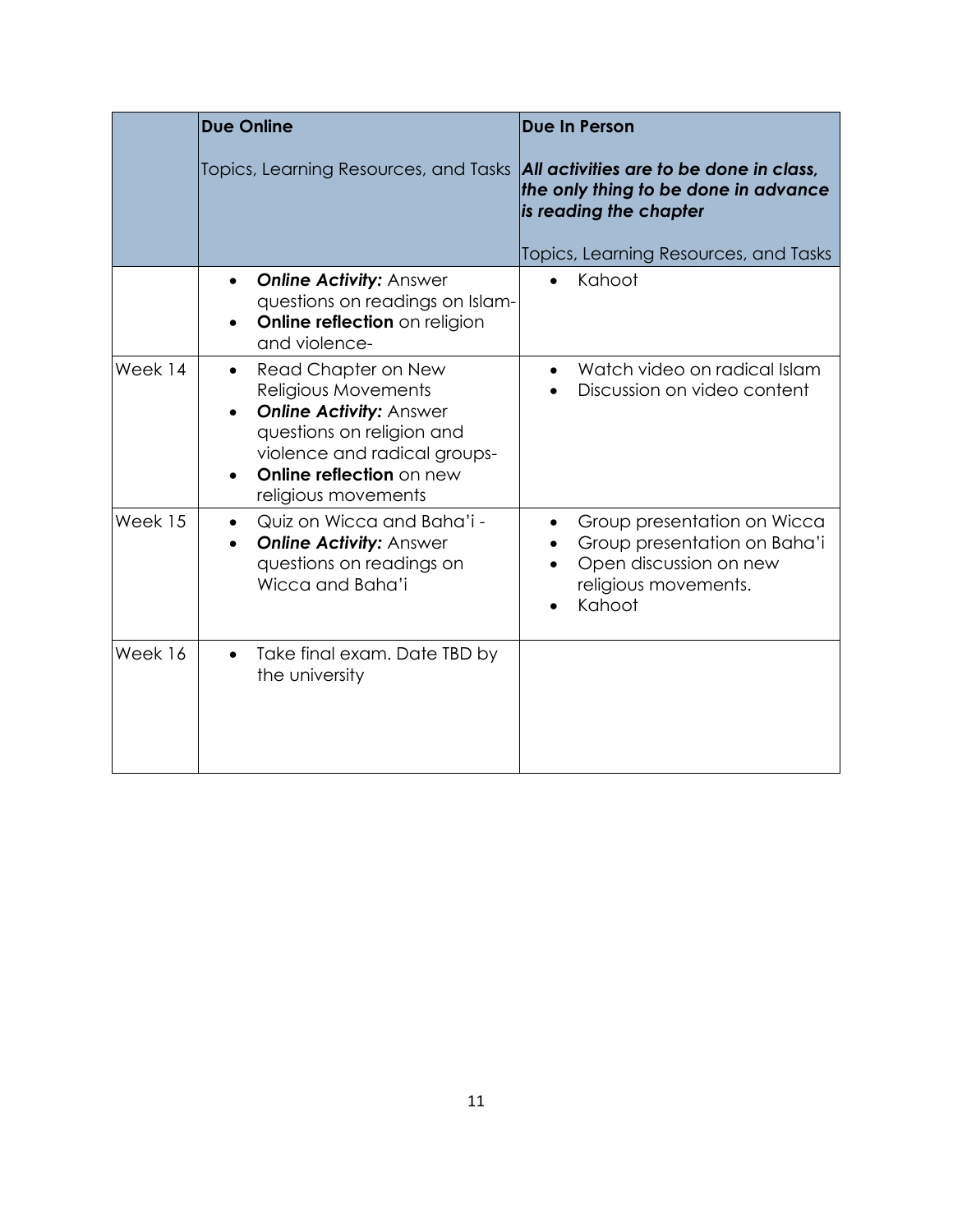| | **Due Online**<br><br>Topics, Learning Resources, and Tasks | **Due In Person**<br><br>***All activities are to be done in class, the only thing to be done in advance is reading the chapter***<br><br>Topics, Learning Resources, and Tasks |
|---|---|---|
| | • ***Online Activity:*** Answer questions on readings on Islam-<br>• **Online reflection** on religion and violence- | • Kahoot |
| Week 14 | • Read Chapter on New Religious Movements<br>• ***Online Activity:*** Answer questions on religion and violence and radical groups-<br>• **Online reflection** on new religious movements | • Watch video on radical Islam<br>• Discussion on video content |
| Week 15 | • Quiz on Wicca and Baha'i -<br>• ***Online Activity:*** Answer questions on readings on Wicca and Baha'i | • Group presentation on Wicca<br>• Group presentation on Baha'i<br>• Open discussion on new religious movements.<br>• Kahoot |
| Week 16 | • Take final exam. Date TBD by the university | |